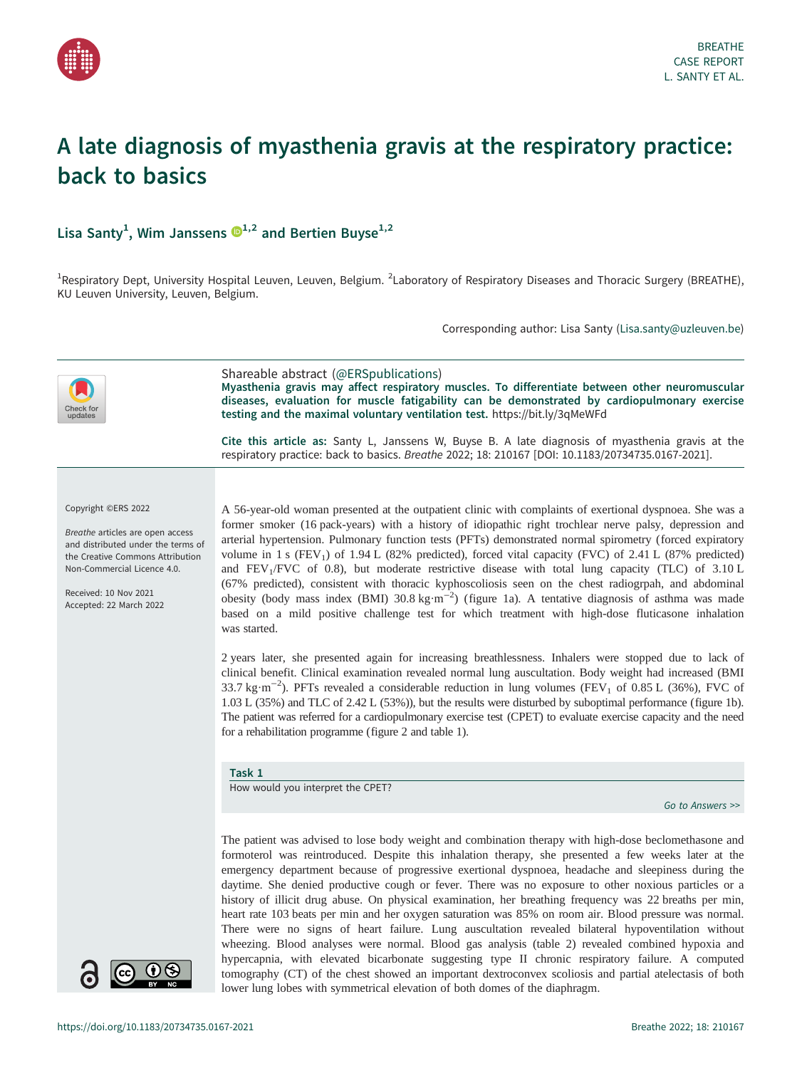# A late diagnosis of myasthenia gravis at the respiratory practice: back to basics

**Lisa Santy[1], Wim Janssens[1,2] and Bertien Buyse[1,2]**

[1]Respiratory Dept, University Hospital Leuven, Leuven, Belgium. [2]Laboratory of Respiratory Diseases and Thoracic Surgery (BREATHE), KU Leuven University, Leuven, Belgium.

Corresponding author: Lisa Santy (Lisa.santy@uzleuven.be)

Shareable abstract (@ERSpublications)
**Myasthenia gravis may affect respiratory muscles. To differentiate between other neuromuscular diseases, evaluation for muscle fatigability can be demonstrated by cardiopulmonary exercise testing and the maximal voluntary ventilation test.** https://bit.ly/3qMeWFd

**Cite this article as:** Santy L, Janssens W, Buyse B. A late diagnosis of myasthenia gravis at the respiratory practice: back to basics. *Breathe* 2022; 18: 210167 [DOI: 10.1183/20734735.0167-2021].

Copyright ©ERS 2022

*Breathe* articles are open access and distributed under the terms of the Creative Commons Attribution Non-Commercial Licence 4.0.

Received: 10 Nov 2021
Accepted: 22 March 2022

A 56-year-old woman presented at the outpatient clinic with complaints of exertional dyspnoea. She was a former smoker (16 pack-years) with a history of idiopathic right trochlear nerve palsy, depression and arterial hypertension. Pulmonary function tests (PFTs) demonstrated normal spirometry (forced expiratory volume in 1 s ($FEV_1$) of 1.94 L (82% predicted), forced vital capacity (FVC) of 2.41 L (87% predicted) and $FEV_1$/FVC of 0.8), but moderate restrictive disease with total lung capacity (TLC) of 3.10 L (67% predicted), consistent with thoracic kyphoscoliosis seen on the chest radiogrpah, and abdominal obesity (body mass index (BMI) 30.8 $kg \cdot m^{-2}$) (figure 1a). A tentative diagnosis of asthma was made based on a mild positive challenge test for which treatment with high-dose fluticasone inhalation was started.

2 years later, she presented again for increasing breathlessness. Inhalers were stopped due to lack of clinical benefit. Clinical examination revealed normal lung auscultation. Body weight had increased (BMI 33.7 $kg \cdot m^{-2}$). PFTs revealed a considerable reduction in lung volumes ($FEV_1$ of 0.85 L (36%), FVC of 1.03 L (35%) and TLC of 2.42 L (53%)), but the results were disturbed by suboptimal performance (figure 1b). The patient was referred for a cardiopulmonary exercise test (CPET) to evaluate exercise capacity and the need for a rehabilitation programme (figure 2 and table 1).

**Task 1**
How would you interpret the CPET?

*Go to Answers >>*

The patient was advised to lose body weight and combination therapy with high-dose beclomethasone and formoterol was reintroduced. Despite this inhalation therapy, she presented a few weeks later at the emergency department because of progressive exertional dyspnoea, headache and sleepiness during the daytime. She denied productive cough or fever. There was no exposure to other noxious particles or a history of illicit drug abuse. On physical examination, her breathing frequency was 22 breaths per min, heart rate 103 beats per min and her oxygen saturation was 85% on room air. Blood pressure was normal. There were no signs of heart failure. Lung auscultation revealed bilateral hypoventilation without wheezing. Blood analyses were normal. Blood gas analysis (table 2) revealed combined hypoxia and hypercapnia, with elevated bicarbonate suggesting type II chronic respiratory failure. A computed tomography (CT) of the chest showed an important dextroconvex scoliosis and partial atelectasis of both lower lung lobes with symmetrical elevation of both domes of the diaphragm.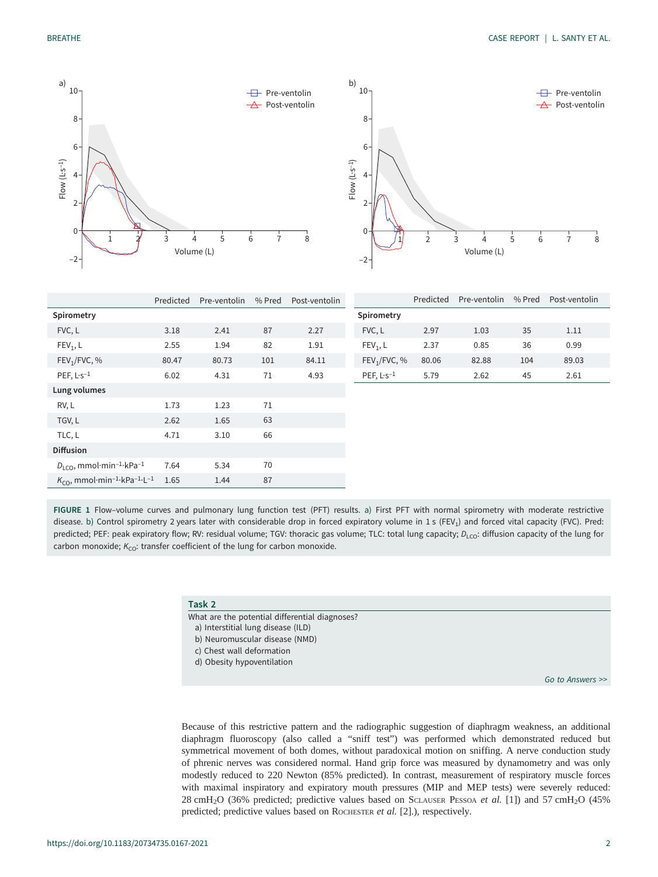| | Predicted | Pre-ventolin | % Pred | Post-ventolin |
|---|---|---|---|---|
| **Spirometry** | | | | |
| FVC, L | 3.18 | 2.41 | 87 | 2.27 |
| $FEV_1$, L | 2.55 | 1.94 | 82 | 1.91 |
| $FEV_1$/FVC, % | 80.47 | 80.73 | 101 | 84.11 |
| PEF, $L \cdot s^{-1}$ | 6.02 | 4.31 | 71 | 4.93 |
| **Lung volumes** | | | | |
| RV, L | 1.73 | 1.23 | 71 | |
| TGV, L | 2.62 | 1.65 | 63 | |
| TLC, L | 4.71 | 3.10 | 66 | |
| **Diffusion** | | | | |
| $D_{LCO}$, $mmol \cdot min^{-1} \cdot kPa^{-1}$ | 7.64 | 5.34 | 70 | |
| $K_{CO}$, $mmol \cdot min^{-1} \cdot kPa^{-1} \cdot L^{-1}$ | 1.65 | 1.44 | 87 | |

| | Predicted | Pre-ventolin | % Pred | Post-ventolin |
|---|---|---|---|---|
| **Spirometry** | | | | |
| FVC, L | 2.97 | 1.03 | 35 | 1.11 |
| $FEV_1$, L | 2.37 | 0.85 | 36 | 0.99 |
| $FEV_1$/FVC, % | 80.06 | 82.88 | 104 | 89.03 |
| PEF, $L \cdot s^{-1}$ | 5.79 | 2.62 | 45 | 2.61 |

**FIGURE 1** Flow–volume curves and pulmonary lung function test (PFT) results. a) First PFT with normal spirometry with moderate restrictive disease. b) Control spirometry 2 years later with considerable drop in forced expiratory volume in 1 s ($FEV_1$) and forced vital capacity (FVC). Pred: predicted; PEF: peak expiratory flow; RV: residual volume; TGV: thoracic gas volume; TLC: total lung capacity; $D_{LCO}$: diffusion capacity of the lung for carbon monoxide; $K_{CO}$: transfer coefficient of the lung for carbon monoxide.

### Task 2

What are the potential differential diagnoses?

a) Interstitial lung disease (ILD)
b) Neuromuscular disease (NMD)
c) Chest wall deformation
d) Obesity hypoventilation

*Go to Answers >>*

Because of this restrictive pattern and the radiographic suggestion of diaphragm weakness, an additional diaphragm fluoroscopy (also called a "sniff test") was performed which demonstrated reduced but symmetrical movement of both domes, without paradoxical motion on sniffing. A nerve conduction study of phrenic nerves was considered normal. Hand grip force was measured by dynamometry and was only modestly reduced to 220 Newton (85% predicted). In contrast, measurement of respiratory muscle forces with maximal inspiratory and expiratory mouth pressures (MIP and MEP tests) were severely reduced: 28 $cmH_2O$ (36% predicted; predictive values based on Sclauser Pessoa *et al.* [1]) and 57 $cmH_2O$ (45% predicted; predictive values based on Rochester *et al.* [2].), respectively.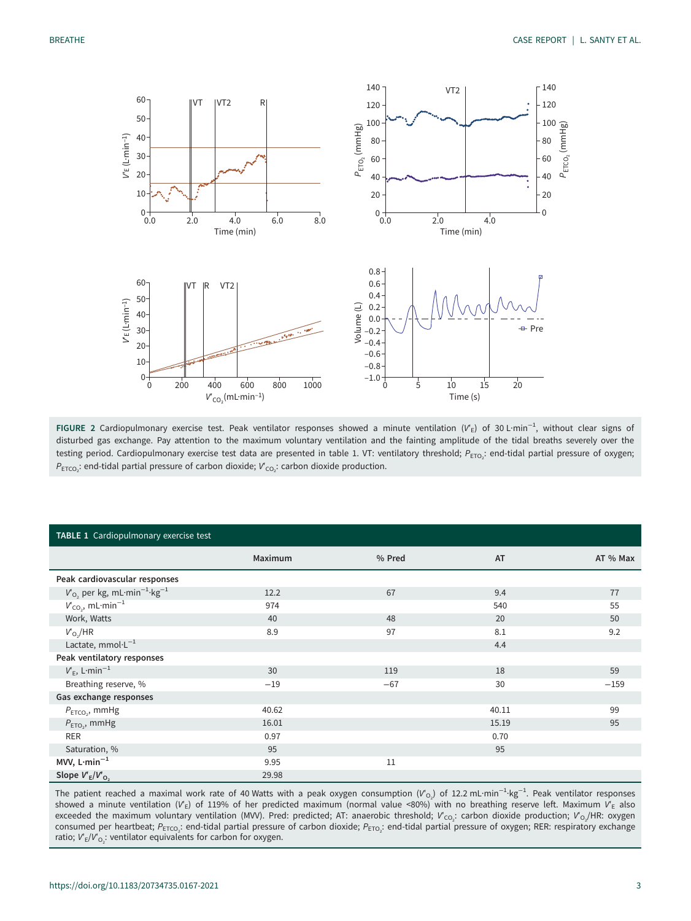**FIGURE 2** Cardiopulmonary exercise test. Peak ventilator responses showed a minute ventilation ($V'_E$) of 30 L·min$^{-1}$, without clear signs of disturbed gas exchange. Pay attention to the maximum voluntary ventilation and the fainting amplitude of the tidal breaths severely over the testing period. Cardiopulmonary exercise test data are presented in table 1. VT: ventilatory threshold; $P_{ETO_2}$: end-tidal partial pressure of oxygen; $P_{ETCO_2}$: end-tidal partial pressure of carbon dioxide; $V'_{CO_2}$: carbon dioxide production.

**TABLE 1** Cardiopulmonary exercise test

| | Maximum | % Pred | AT | AT % Max |
|---|---|---|---|---|
| **Peak cardiovascular responses** | | | | |
| $V'_{O_2}$ per kg, mL·min$^{-1}$·kg$^{-1}$ | 12.2 | 67 | 9.4 | 77 |
| $V'_{CO_2}$, mL·min$^{-1}$ | 974 | | 540 | 55 |
| Work, Watts | 40 | 48 | 20 | 50 |
| $V'_{O_2}$/HR | 8.9 | 97 | 8.1 | 9.2 |
| Lactate, mmol·L$^{-1}$ | | | 4.4 | |
| **Peak ventilatory responses** | | | | |
| $V'_E$, L·min$^{-1}$ | 30 | 119 | 18 | 59 |
| Breathing reserve, % | −19 | −67 | 30 | −159 |
| **Gas exchange responses** | | | | |
| $P_{ETCO_2}$, mmHg | 40.62 | | 40.11 | 99 |
| $P_{ETO_2}$, mmHg | 16.01 | | 15.19 | 95 |
| RER | 0.97 | | 0.70 | |
| Saturation, % | 95 | | 95 | |
| **MVV, L·min$^{-1}$** | 9.95 | 11 | | |
| **Slope $V'_E/V'_{O_2}$** | 29.98 | | | |

The patient reached a maximal work rate of 40 Watts with a peak oxygen consumption ($V'_{O_2}$) of 12.2 mL·min$^{-1}$·kg$^{-1}$. Peak ventilator responses showed a minute ventilation ($V'_E$) of 119% of her predicted maximum (normal value <80%) with no breathing reserve left. Maximum $V'_E$ also exceeded the maximum voluntary ventilation (MVV). Pred: predicted; AT: anaerobic threshold; $V'_{CO_2}$: carbon dioxide production; $V'_{O_2}$/HR: oxygen consumed per heartbeat; $P_{ETCO_2}$: end-tidal partial pressure of carbon dioxide; $P_{ETO_2}$: end-tidal partial pressure of oxygen; RER: respiratory exchange ratio; $V'_E/V'_{O_2}$: ventilator equivalents for carbon for oxygen.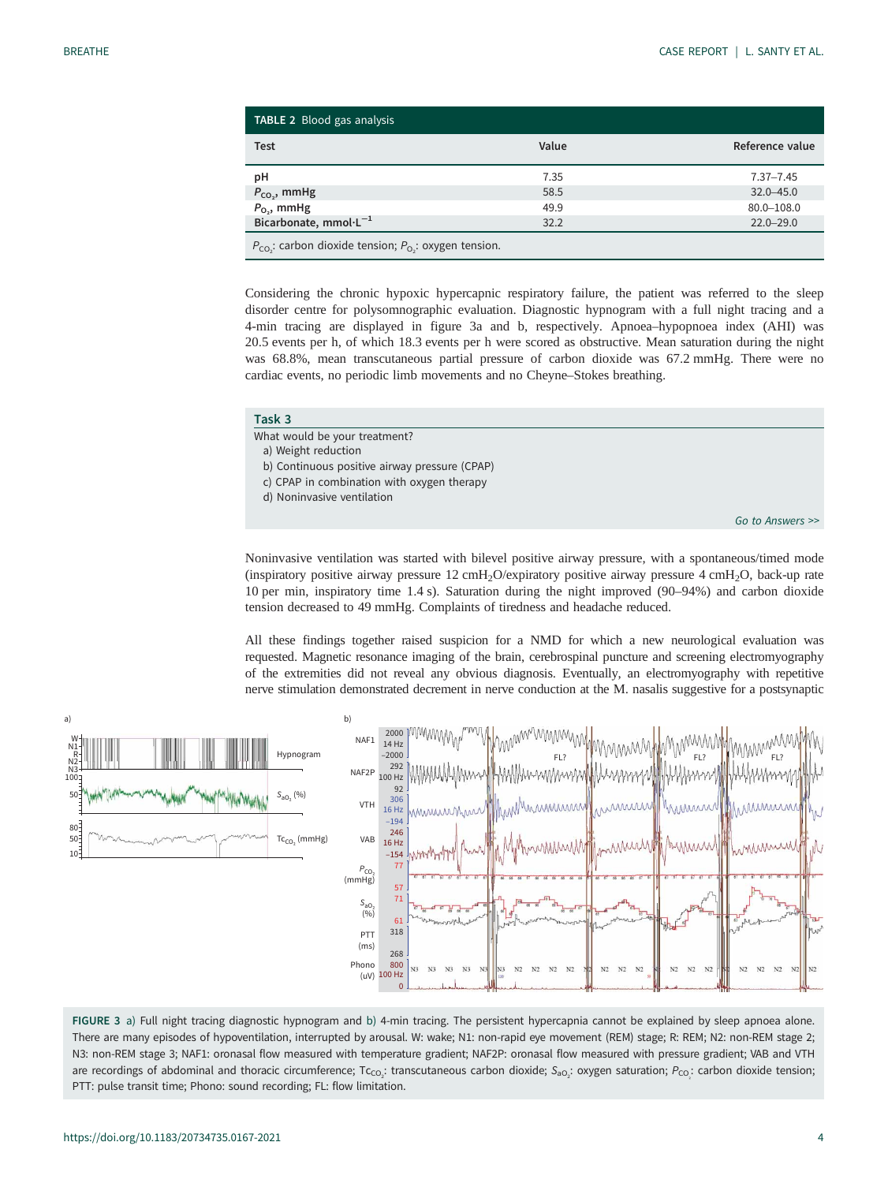**TABLE 2** Blood gas analysis

| Test | Value | Reference value |
|---|---|---|
| pH | 7.35 | 7.37–7.45 |
| $P_{CO_2}$, mmHg | 58.5 | 32.0–45.0 |
| $P_{O_2}$, mmHg | 49.9 | 80.0–108.0 |
| Bicarbonate, mmol·L$^{-1}$ | 32.2 | 22.0–29.0 |

$P_{CO_2}$: carbon dioxide tension; $P_{O_2}$: oxygen tension.

Considering the chronic hypoxic hypercapnic respiratory failure, the patient was referred to the sleep disorder centre for polysomnographic evaluation. Diagnostic hypnogram with a full night tracing and a 4-min tracing are displayed in figure 3a and b, respectively. Apnoea–hypopnoea index (AHI) was 20.5 events per h, of which 18.3 events per h were scored as obstructive. Mean saturation during the night was 68.8%, mean transcutaneous partial pressure of carbon dioxide was 67.2 mmHg. There were no cardiac events, no periodic limb movements and no Cheyne–Stokes breathing.

### Task 3

What would be your treatment?

a) Weight reduction
b) Continuous positive airway pressure (CPAP)
c) CPAP in combination with oxygen therapy
d) Noninvasive ventilation

*Go to Answers >>*

Noninvasive ventilation was started with bilevel positive airway pressure, with a spontaneous/timed mode (inspiratory positive airway pressure 12 cm$H_2O$/expiratory positive airway pressure 4 cm$H_2O$, back-up rate 10 per min, inspiratory time 1.4 s). Saturation during the night improved (90–94%) and carbon dioxide tension decreased to 49 mmHg. Complaints of tiredness and headache reduced.

All these findings together raised suspicion for a NMD for which a new neurological evaluation was requested. Magnetic resonance imaging of the brain, cerebrospinal puncture and screening electromyography of the extremities did not reveal any obvious diagnosis. Eventually, an electromyography with repetitive nerve stimulation demonstrated decrement in nerve conduction at the M. nasalis suggestive for a postsynaptic

**FIGURE 3** a) Full night tracing diagnostic hypnogram and b) 4-min tracing. The persistent hypercapnia cannot be explained by sleep apnoea alone. There are many episodes of hypoventilation, interrupted by arousal. W: wake; N1: non-rapid eye movement (REM) stage; R: REM; N2: non-REM stage 2; N3: non-REM stage 3; NAF1: oronasal flow measured with temperature gradient; NAF2P: oronasal flow measured with pressure gradient; VAB and VTH are recordings of abdominal and thoracic circumference; $Tc_{CO_2}$: transcutaneous carbon dioxide; $S_{aO_2}$: oxygen saturation; $P_{CO_2}$: carbon dioxide tension; PTT: pulse transit time; Phono: sound recording; FL: flow limitation.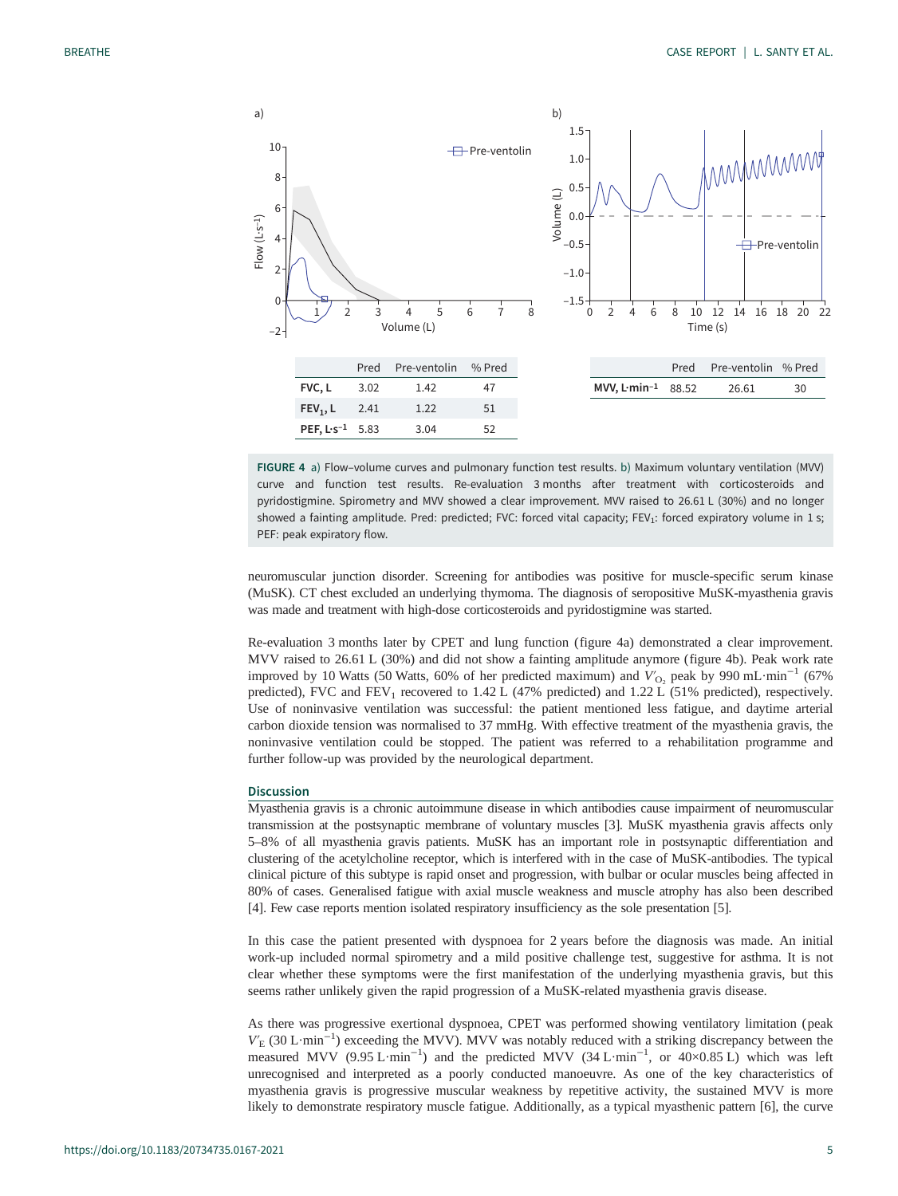| | Pred | Pre-ventolin | % Pred |
|---|---|---|---|
| FVC, L | 3.02 | 1.42 | 47 |
| $FEV_1$, L | 2.41 | 1.22 | 51 |
| PEF, $L \cdot s^{-1}$ | 5.83 | 3.04 | 52 |

| | Pred | Pre-ventolin | % Pred |
|---|---|---|---|
| MVV, $L \cdot min^{-1}$ | 88.52 | 26.61 | 30 |

**FIGURE 4** a) Flow–volume curves and pulmonary function test results. b) Maximum voluntary ventilation (MVV) curve and function test results. Re-evaluation 3 months after treatment with corticosteroids and pyridostigmine. Spirometry and MVV showed a clear improvement. MVV raised to 26.61 L (30%) and no longer showed a fainting amplitude. Pred: predicted; FVC: forced vital capacity; $FEV_1$: forced expiratory volume in 1 s; PEF: peak expiratory flow.

neuromuscular junction disorder. Screening for antibodies was positive for muscle-specific serum kinase (MuSK). CT chest excluded an underlying thymoma. The diagnosis of seropositive MuSK-myasthenia gravis was made and treatment with high-dose corticosteroids and pyridostigmine was started.

Re-evaluation 3 months later by CPET and lung function (figure 4a) demonstrated a clear improvement. MVV raised to 26.61 L (30%) and did not show a fainting amplitude anymore (figure 4b). Peak work rate improved by 10 Watts (50 Watts, 60% of her predicted maximum) and $V'_{O_2}$ peak by 990 $mL \cdot min^{-1}$ (67% predicted), FVC and $FEV_1$ recovered to 1.42 L (47% predicted) and 1.22 L (51% predicted), respectively. Use of noninvasive ventilation was successful: the patient mentioned less fatigue, and daytime arterial carbon dioxide tension was normalised to 37 mmHg. With effective treatment of the myasthenia gravis, the noninvasive ventilation could be stopped. The patient was referred to a rehabilitation programme and further follow-up was provided by the neurological department.

## Discussion

Myasthenia gravis is a chronic autoimmune disease in which antibodies cause impairment of neuromuscular transmission at the postsynaptic membrane of voluntary muscles [3]. MuSK myasthenia gravis affects only 5–8% of all myasthenia gravis patients. MuSK has an important role in postsynaptic differentiation and clustering of the acetylcholine receptor, which is interfered with in the case of MuSK-antibodies. The typical clinical picture of this subtype is rapid onset and progression, with bulbar or ocular muscles being affected in 80% of cases. Generalised fatigue with axial muscle weakness and muscle atrophy has also been described [4]. Few case reports mention isolated respiratory insufficiency as the sole presentation [5].

In this case the patient presented with dyspnoea for 2 years before the diagnosis was made. An initial work-up included normal spirometry and a mild positive challenge test, suggestive for asthma. It is not clear whether these symptoms were the first manifestation of the underlying myasthenia gravis, but this seems rather unlikely given the rapid progression of a MuSK-related myasthenia gravis disease.

As there was progressive exertional dyspnoea, CPET was performed showing ventilatory limitation (peak $V'_E$ (30 $L \cdot min^{-1}$) exceeding the MVV). MVV was notably reduced with a striking discrepancy between the measured MVV (9.95 $L \cdot min^{-1}$) and the predicted MVV (34 $L \cdot min^{-1}$, or 40×0.85 L) which was left unrecognised and interpreted as a poorly conducted manoeuvre. As one of the key characteristics of myasthenia gravis is progressive muscular weakness by repetitive activity, the sustained MVV is more likely to demonstrate respiratory muscle fatigue. Additionally, as a typical myasthenic pattern [6], the curve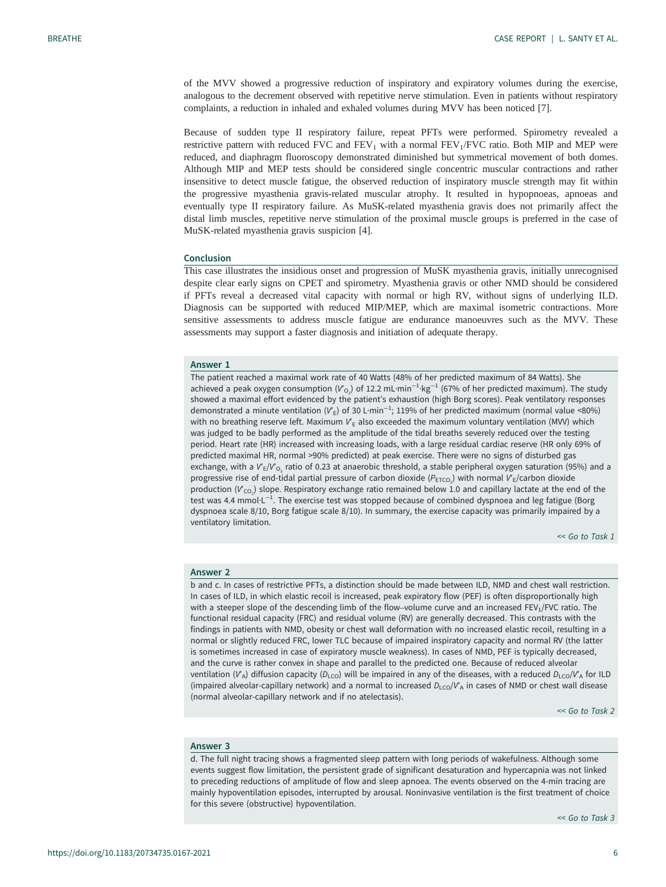of the MVV showed a progressive reduction of inspiratory and expiratory volumes during the exercise, analogous to the decrement observed with repetitive nerve stimulation. Even in patients without respiratory complaints, a reduction in inhaled and exhaled volumes during MVV has been noticed [7].

Because of sudden type II respiratory failure, repeat PFTs were performed. Spirometry revealed a restrictive pattern with reduced FVC and $FEV_1$ with a normal $FEV_1$/FVC ratio. Both MIP and MEP were reduced, and diaphragm fluoroscopy demonstrated diminished but symmetrical movement of both domes. Although MIP and MEP tests should be considered single concentric muscular contractions and rather insensitive to detect muscle fatigue, the observed reduction of inspiratory muscle strength may fit within the progressive myasthenia gravis-related muscular atrophy. It resulted in hypopnoeas, apnoeas and eventually type II respiratory failure. As MuSK-related myasthenia gravis does not primarily affect the distal limb muscles, repetitive nerve stimulation of the proximal muscle groups is preferred in the case of MuSK-related myasthenia gravis suspicion [4].

## Conclusion

This case illustrates the insidious onset and progression of MuSK myasthenia gravis, initially unrecognised despite clear early signs on CPET and spirometry. Myasthenia gravis or other NMD should be considered if PFTs reveal a decreased vital capacity with normal or high RV, without signs of underlying ILD. Diagnosis can be supported with reduced MIP/MEP, which are maximal isometric contractions. More sensitive assessments to address muscle fatigue are endurance manoeuvres such as the MVV. These assessments may support a faster diagnosis and initiation of adequate therapy.

### Answer 1

The patient reached a maximal work rate of 40 Watts (48% of her predicted maximum of 84 Watts). She achieved a peak oxygen consumption ($V'_{O_2}$) of 12.2 $mL \cdot min^{-1} \cdot kg^{-1}$ (67% of her predicted maximum). The study showed a maximal effort evidenced by the patient's exhaustion (high Borg scores). Peak ventilatory responses demonstrated a minute ventilation ($V'_E$) of 30 $L \cdot min^{-1}$; 119% of her predicted maximum (normal value <80%) with no breathing reserve left. Maximum $V'_E$ also exceeded the maximum voluntary ventilation (MVV) which was judged to be badly performed as the amplitude of the tidal breaths severely reduced over the testing period. Heart rate (HR) increased with increasing loads, with a large residual cardiac reserve (HR only 69% of predicted maximal HR, normal >90% predicted) at peak exercise. There were no signs of disturbed gas exchange, with a $V'_E/V'_{O_2}$ ratio of 0.23 at anaerobic threshold, a stable peripheral oxygen saturation (95%) and a progressive rise of end-tidal partial pressure of carbon dioxide ($P_{ETCO_2}$) with normal $V'_E$/carbon dioxide production ($V'_{CO_2}$) slope. Respiratory exchange ratio remained below 1.0 and capillary lactate at the end of the test was 4.4 $mmol \cdot L^{-1}$. The exercise test was stopped because of combined dyspnoea and leg fatigue (Borg dyspnoea scale 8/10, Borg fatigue scale 8/10). In summary, the exercise capacity was primarily impaired by a ventilatory limitation.

*<< Go to Task 1*

### Answer 2

b and c. In cases of restrictive PFTs, a distinction should be made between ILD, NMD and chest wall restriction. In cases of ILD, in which elastic recoil is increased, peak expiratory flow (PEF) is often disproportionally high with a steeper slope of the descending limb of the flow–volume curve and an increased $FEV_1$/FVC ratio. The functional residual capacity (FRC) and residual volume (RV) are generally decreased. This contrasts with the findings in patients with NMD, obesity or chest wall deformation with no increased elastic recoil, resulting in a normal or slightly reduced FRC, lower TLC because of impaired inspiratory capacity and normal RV (the latter is sometimes increased in case of expiratory muscle weakness). In cases of NMD, PEF is typically decreased, and the curve is rather convex in shape and parallel to the predicted one. Because of reduced alveolar ventilation ($V'_A$) diffusion capacity ($D_{LCO}$) will be impaired in any of the diseases, with a reduced $D_{LCO}/V'_A$ for ILD (impaired alveolar-capillary network) and a normal to increased $D_{LCO}/V'_A$ in cases of NMD or chest wall disease (normal alveolar-capillary network and if no atelectasis).

*<< Go to Task 2*

### Answer 3

d. The full night tracing shows a fragmented sleep pattern with long periods of wakefulness. Although some events suggest flow limitation, the persistent grade of significant desaturation and hypercapnia was not linked to preceding reductions of amplitude of flow and sleep apnoea. The events observed on the 4-min tracing are mainly hypoventilation episodes, interrupted by arousal. Noninvasive ventilation is the first treatment of choice for this severe (obstructive) hypoventilation.

*<< Go to Task 3*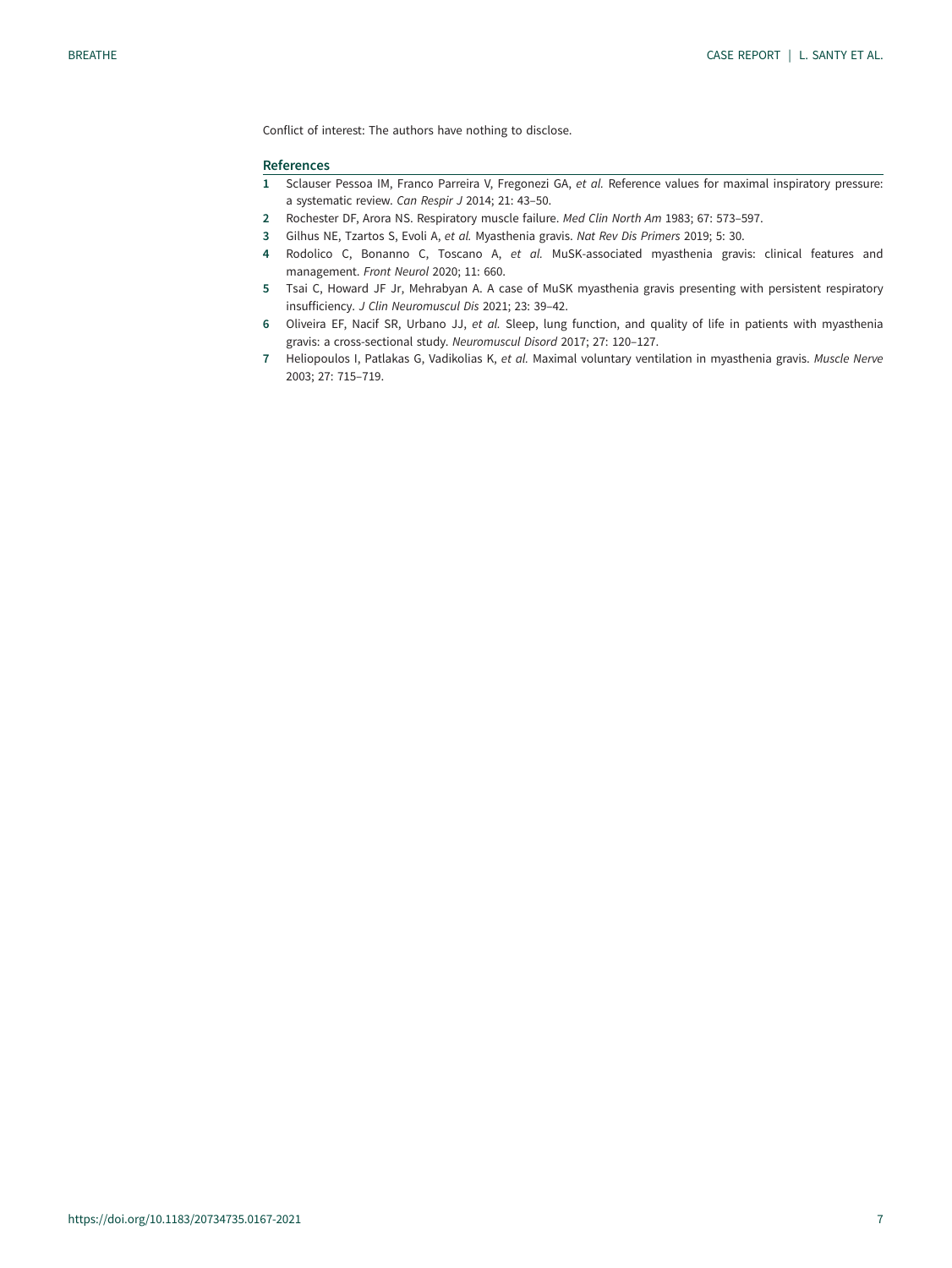Conflict of interest: The authors have nothing to disclose.

## References

1. Sclauser Pessoa IM, Franco Parreira V, Fregonezi GA, *et al.* Reference values for maximal inspiratory pressure: a systematic review. *Can Respir J* 2014; 21: 43–50.
2. Rochester DF, Arora NS. Respiratory muscle failure. *Med Clin North Am* 1983; 67: 573–597.
3. Gilhus NE, Tzartos S, Evoli A, *et al.* Myasthenia gravis. *Nat Rev Dis Primers* 2019; 5: 30.
4. Rodolico C, Bonanno C, Toscano A, *et al.* MuSK-associated myasthenia gravis: clinical features and management. *Front Neurol* 2020; 11: 660.
5. Tsai C, Howard JF Jr, Mehrabyan A. A case of MuSK myasthenia gravis presenting with persistent respiratory insufficiency. *J Clin Neuromuscul Dis* 2021; 23: 39–42.
6. Oliveira EF, Nacif SR, Urbano JJ, *et al.* Sleep, lung function, and quality of life in patients with myasthenia gravis: a cross-sectional study. *Neuromuscul Disord* 2017; 27: 120–127.
7. Heliopoulos I, Patlakas G, Vadikolias K, *et al.* Maximal voluntary ventilation in myasthenia gravis. *Muscle Nerve* 2003; 27: 715–719.